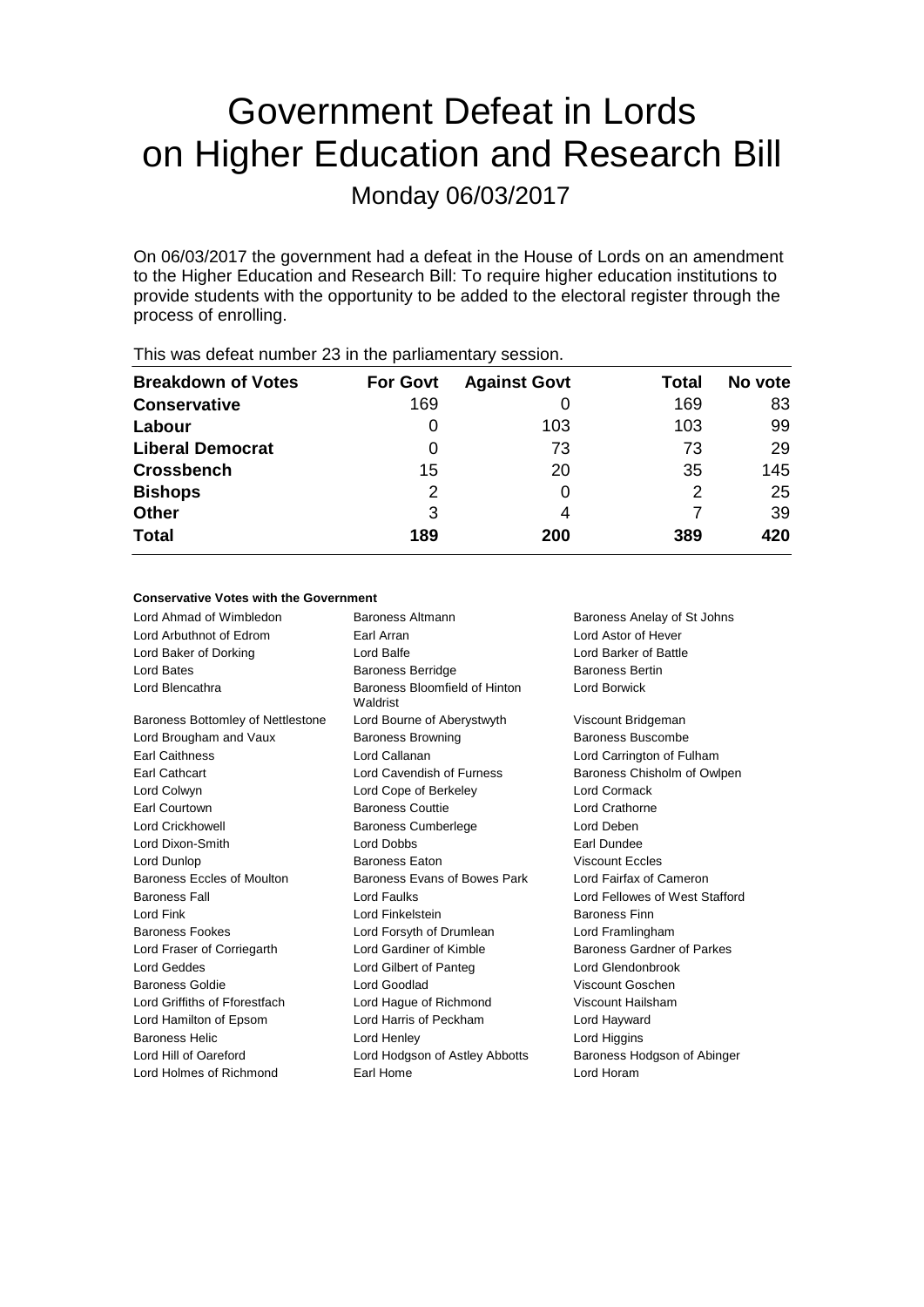# Government Defeat in Lords on Higher Education and Research Bill

Monday 06/03/2017

On 06/03/2017 the government had a defeat in the House of Lords on an amendment to the Higher Education and Research Bill: To require higher education institutions to provide students with the opportunity to be added to the electoral register through the process of enrolling.

This was defeat number 23 in the parliamentary session.

| Breakdown of Votes | For Govt | Against Govt | Total | No vote |
|---|---|---|---|---|
| **Conservative** | 169 | 0 | 169 | 83 |
| **Labour** | 0 | 103 | 103 | 99 |
| **Liberal Democrat** | 0 | 73 | 73 | 29 |
| **Crossbench** | 15 | 20 | 35 | 145 |
| **Bishops** | 2 | 0 | 2 | 25 |
| **Other** | 3 | 4 | 7 | 39 |
| **Total** | **189** | **200** | **389** | **420** |

**Conservative Votes with the Government**

| | | |
|---|---|---|
| Lord Ahmad of Wimbledon | Baroness Altmann | Baroness Anelay of St Johns |
| Lord Arbuthnot of Edrom | Earl Arran | Lord Astor of Hever |
| Lord Baker of Dorking | Lord Balfe | Lord Barker of Battle |
| Lord Bates | Baroness Berridge | Baroness Bertin |
| Lord Blencathra | Baroness Bloomfield of Hinton Waldrist | Lord Borwick |
| Baroness Bottomley of Nettlestone | Lord Bourne of Aberystwyth | Viscount Bridgeman |
| Lord Brougham and Vaux | Baroness Browning | Baroness Buscombe |
| Earl Caithness | Lord Callanan | Lord Carrington of Fulham |
| Earl Cathcart | Lord Cavendish of Furness | Baroness Chisholm of Owlpen |
| Lord Colwyn | Lord Cope of Berkeley | Lord Cormack |
| Earl Courtown | Baroness Couttie | Lord Crathorne |
| Lord Crickhowell | Baroness Cumberlege | Lord Deben |
| Lord Dixon-Smith | Lord Dobbs | Earl Dundee |
| Lord Dunlop | Baroness Eaton | Viscount Eccles |
| Baroness Eccles of Moulton | Baroness Evans of Bowes Park | Lord Fairfax of Cameron |
| Baroness Fall | Lord Faulks | Lord Fellowes of West Stafford |
| Lord Fink | Lord Finkelstein | Baroness Finn |
| Baroness Fookes | Lord Forsyth of Drumlean | Lord Framlingham |
| Lord Fraser of Corriegarth | Lord Gardiner of Kimble | Baroness Gardner of Parkes |
| Lord Geddes | Lord Gilbert of Panteg | Lord Glendonbrook |
| Baroness Goldie | Lord Goodlad | Viscount Goschen |
| Lord Griffiths of Fforestfach | Lord Hague of Richmond | Viscount Hailsham |
| Lord Hamilton of Epsom | Lord Harris of Peckham | Lord Hayward |
| Baroness Helic | Lord Henley | Lord Higgins |
| Lord Hill of Oareford | Lord Hodgson of Astley Abbotts | Baroness Hodgson of Abinger |
| Lord Holmes of Richmond | Earl Home | Lord Horam |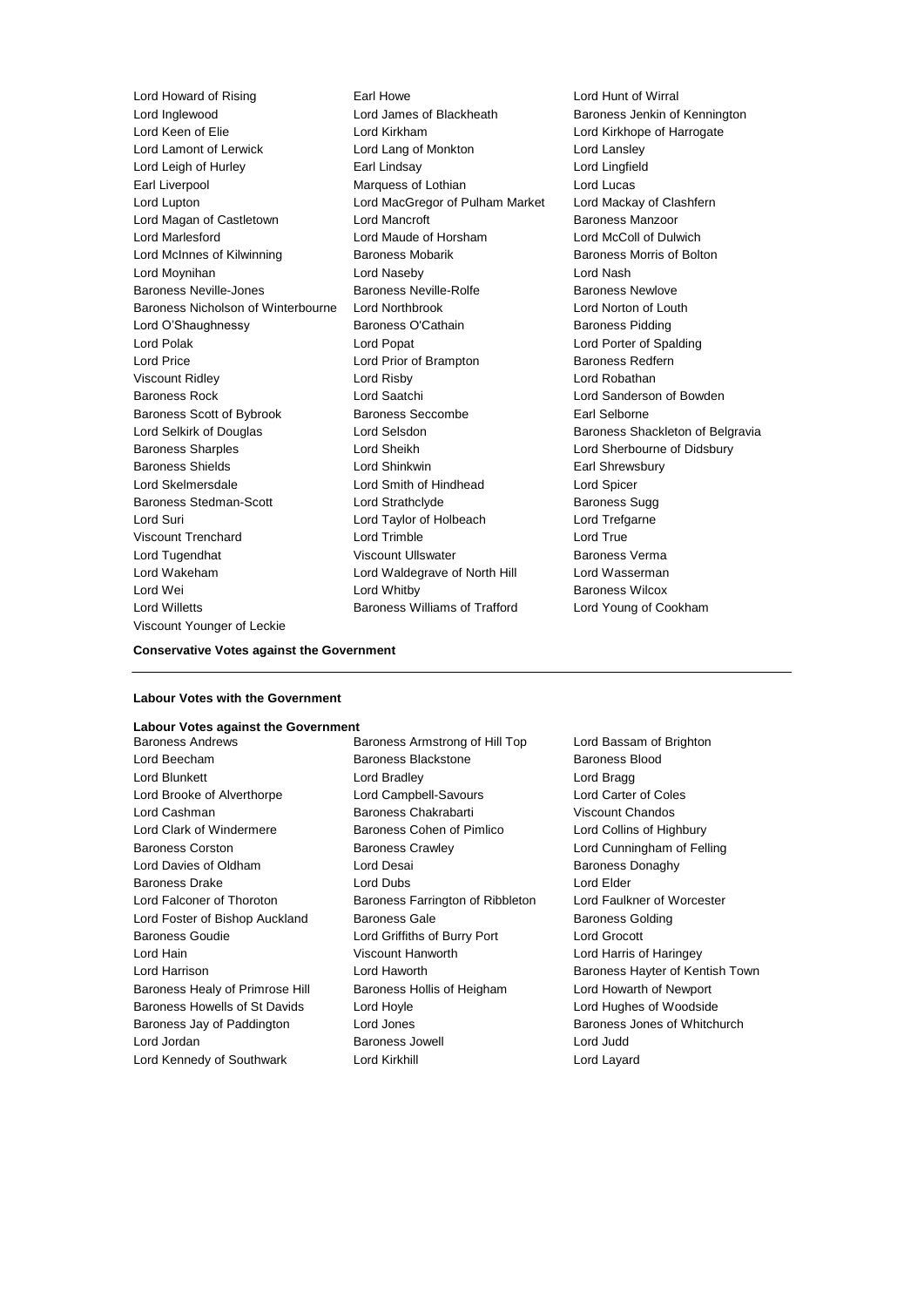Lord Howard of Rising
Earl Howe
Lord Hunt of Wirral
Lord Inglewood
Lord James of Blackheath
Baroness Jenkin of Kennington
Lord Keen of Elie
Lord Kirkham
Lord Kirkhope of Harrogate
Lord Lamont of Lerwick
Lord Lang of Monkton
Lord Lansley
Lord Leigh of Hurley
Earl Lindsay
Lord Lingfield
Earl Liverpool
Marquess of Lothian
Lord Lucas
Lord Lupton
Lord MacGregor of Pulham Market
Lord Mackay of Clashfern
Lord Magan of Castletown
Lord Mancroft
Baroness Manzoor
Lord Marlesford
Lord Maude of Horsham
Lord McColl of Dulwich
Lord McInnes of Kilwinning
Baroness Mobarik
Baroness Morris of Bolton
Lord Moynihan
Lord Naseby
Lord Nash
Baroness Neville-Jones
Baroness Neville-Rolfe
Baroness Newlove
Baroness Nicholson of Winterbourne
Lord Northbrook
Lord Norton of Louth
Lord O'Shaughnessy
Baroness O'Cathain
Baroness Pidding
Lord Polak
Lord Popat
Lord Porter of Spalding
Lord Price
Lord Prior of Brampton
Baroness Redfern
Viscount Ridley
Lord Risby
Lord Robathan
Baroness Rock
Lord Saatchi
Lord Sanderson of Bowden
Baroness Scott of Bybrook
Baroness Seccombe
Earl Selborne
Lord Selkirk of Douglas
Lord Selsdon
Baroness Shackleton of Belgravia
Baroness Sharples
Lord Sheikh
Lord Sherbourne of Didsbury
Baroness Shields
Lord Shinkwin
Earl Shrewsbury
Lord Skelmersdale
Lord Smith of Hindhead
Lord Spicer
Baroness Stedman-Scott
Lord Strathclyde
Baroness Sugg
Lord Suri
Lord Taylor of Holbeach
Lord Trefgarne
Viscount Trenchard
Lord Trimble
Lord True
Lord Tugendhat
Viscount Ullswater
Baroness Verma
Lord Wakeham
Lord Waldegrave of North Hill
Lord Wasserman
Lord Wei
Lord Whitby
Baroness Wilcox
Lord Willetts
Baroness Williams of Trafford
Lord Young of Cookham
Viscount Younger of Leckie

**Conservative Votes against the Government**

---

**Labour Votes with the Government**

**Labour Votes against the Government**

Baroness Andrews
Baroness Armstrong of Hill Top
Lord Bassam of Brighton
Lord Beecham
Baroness Blackstone
Baroness Blood
Lord Blunkett
Lord Bradley
Lord Bragg
Lord Brooke of Alverthorpe
Lord Campbell-Savours
Lord Carter of Coles
Lord Cashman
Baroness Chakrabarti
Viscount Chandos
Lord Clark of Windermere
Baroness Cohen of Pimlico
Lord Collins of Highbury
Baroness Corston
Baroness Crawley
Lord Cunningham of Felling
Lord Davies of Oldham
Lord Desai
Baroness Donaghy
Baroness Drake
Lord Dubs
Lord Elder
Lord Falconer of Thoroton
Baroness Farrington of Ribbleton
Lord Faulkner of Worcester
Lord Foster of Bishop Auckland
Baroness Gale
Baroness Golding
Baroness Goudie
Lord Griffiths of Burry Port
Lord Grocott
Lord Hain
Viscount Hanworth
Lord Harris of Haringey
Lord Harrison
Lord Haworth
Baroness Hayter of Kentish Town
Baroness Healy of Primrose Hill
Baroness Hollis of Heigham
Lord Howarth of Newport
Baroness Howells of St Davids
Lord Hoyle
Lord Hughes of Woodside
Baroness Jay of Paddington
Lord Jones
Baroness Jones of Whitchurch
Lord Jordan
Baroness Jowell
Lord Judd
Lord Kennedy of Southwark
Lord Kirkhill
Lord Layard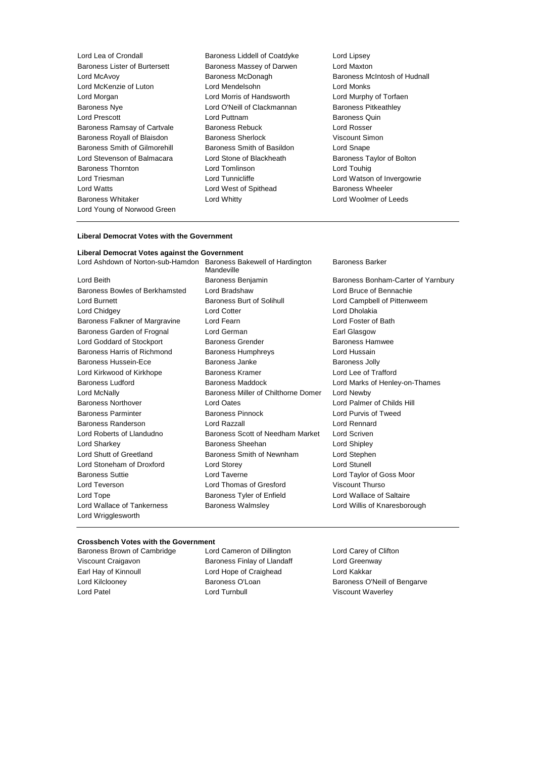Lord Lea of Crondall
Baroness Liddell of Coatdyke
Lord Lipsey
Baroness Lister of Burtersett
Baroness Massey of Darwen
Lord Maxton
Lord McAvoy
Baroness McDonagh
Baroness McIntosh of Hudnall
Lord McKenzie of Luton
Lord Mendelsohn
Lord Monks
Lord Morgan
Lord Morris of Handsworth
Lord Murphy of Torfaen
Baroness Nye
Lord O'Neill of Clackmannan
Baroness Pitkeathley
Lord Prescott
Lord Puttnam
Baroness Quin
Baroness Ramsay of Cartvale
Baroness Rebuck
Lord Rosser
Baroness Royall of Blaisdon
Baroness Sherlock
Viscount Simon
Baroness Smith of Gilmorehill
Baroness Smith of Basildon
Lord Snape
Lord Stevenson of Balmacara
Lord Stone of Blackheath
Baroness Taylor of Bolton
Baroness Thornton
Lord Tomlinson
Lord Touhig
Lord Triesman
Lord Tunnicliffe
Lord Watson of Invergowrie
Lord Watts
Lord West of Spithead
Baroness Wheeler
Baroness Whitaker
Lord Whitty
Lord Woolmer of Leeds
Lord Young of Norwood Green

**Liberal Democrat Votes with the Government**

**Liberal Democrat Votes against the Government**

Lord Ashdown of Norton-sub-Hamdon
Baroness Bakewell of Hardington Mandeville
Baroness Barker
Lord Beith
Baroness Benjamin
Baroness Bonham-Carter of Yarnbury
Baroness Bowles of Berkhamsted
Lord Bradshaw
Lord Bruce of Bennachie
Lord Burnett
Baroness Burt of Solihull
Lord Campbell of Pittenweem
Lord Chidgey
Lord Cotter
Lord Dholakia
Baroness Falkner of Margravine
Lord Fearn
Lord Foster of Bath
Baroness Garden of Frognal
Lord German
Earl Glasgow
Lord Goddard of Stockport
Baroness Grender
Baroness Hamwee
Baroness Harris of Richmond
Baroness Humphreys
Lord Hussain
Baroness Hussein-Ece
Baroness Janke
Baroness Jolly
Lord Kirkwood of Kirkhope
Baroness Kramer
Lord Lee of Trafford
Baroness Ludford
Baroness Maddock
Lord Marks of Henley-on-Thames
Lord McNally
Baroness Miller of Chilthorne Domer
Lord Newby
Baroness Northover
Lord Oates
Lord Palmer of Childs Hill
Baroness Parminter
Baroness Pinnock
Lord Purvis of Tweed
Baroness Randerson
Lord Razzall
Lord Rennard
Lord Roberts of Llandudno
Baroness Scott of Needham Market
Lord Scriven
Lord Sharkey
Baroness Sheehan
Lord Shipley
Lord Shutt of Greetland
Baroness Smith of Newnham
Lord Stephen
Lord Stoneham of Droxford
Lord Storey
Lord Stunell
Baroness Suttie
Lord Taverne
Lord Taylor of Goss Moor
Lord Teverson
Lord Thomas of Gresford
Viscount Thurso
Lord Tope
Baroness Tyler of Enfield
Lord Wallace of Saltaire
Lord Wallace of Tankerness
Baroness Walmsley
Lord Willis of Knaresborough
Lord Wrigglesworth

**Crossbench Votes with the Government**

Baroness Brown of Cambridge
Lord Cameron of Dillington
Lord Carey of Clifton
Viscount Craigavon
Baroness Finlay of Llandaff
Lord Greenway
Earl Hay of Kinnoull
Lord Hope of Craighead
Lord Kakkar
Lord Kilclooney
Baroness O'Loan
Baroness O'Neill of Bengarve
Lord Patel
Lord Turnbull
Viscount Waverley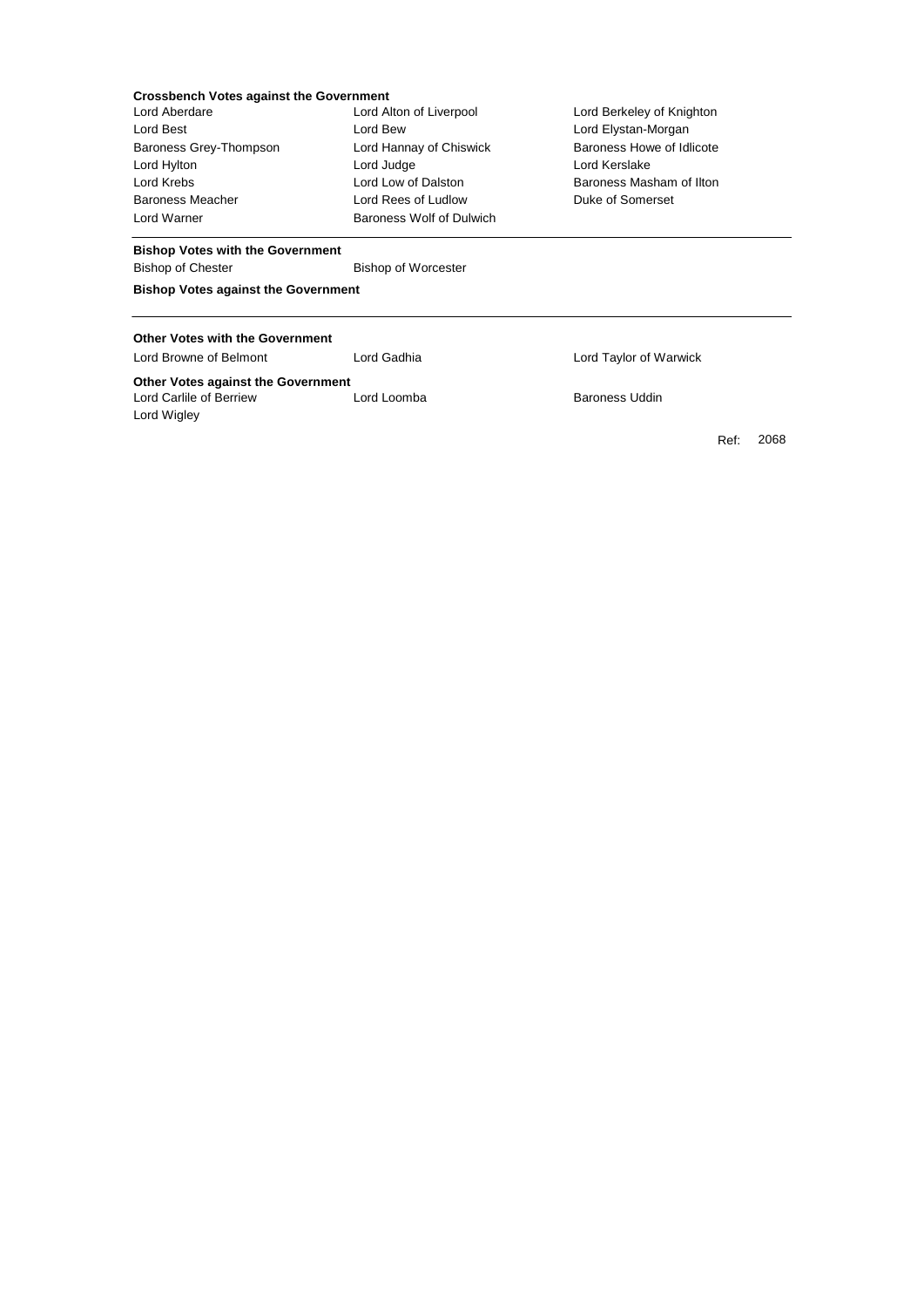**Crossbench Votes against the Government**

Lord Aberdare, Lord Alton of Liverpool, Lord Berkeley of Knighton, Lord Best, Lord Bew, Lord Elystan-Morgan, Baroness Grey-Thompson, Lord Hannay of Chiswick, Baroness Howe of Idlicote, Lord Hylton, Lord Judge, Lord Kerslake, Lord Krebs, Lord Low of Dalston, Baroness Masham of Ilton, Baroness Meacher, Lord Rees of Ludlow, Duke of Somerset, Lord Warner, Baroness Wolf of Dulwich

**Bishop Votes with the Government**

Bishop of Chester, Bishop of Worcester

**Bishop Votes against the Government**

**Other Votes with the Government**

Lord Browne of Belmont, Lord Gadhia, Lord Taylor of Warwick

**Other Votes against the Government**

Lord Carlile of Berriew, Lord Loomba, Baroness Uddin, Lord Wigley

Ref: 2068